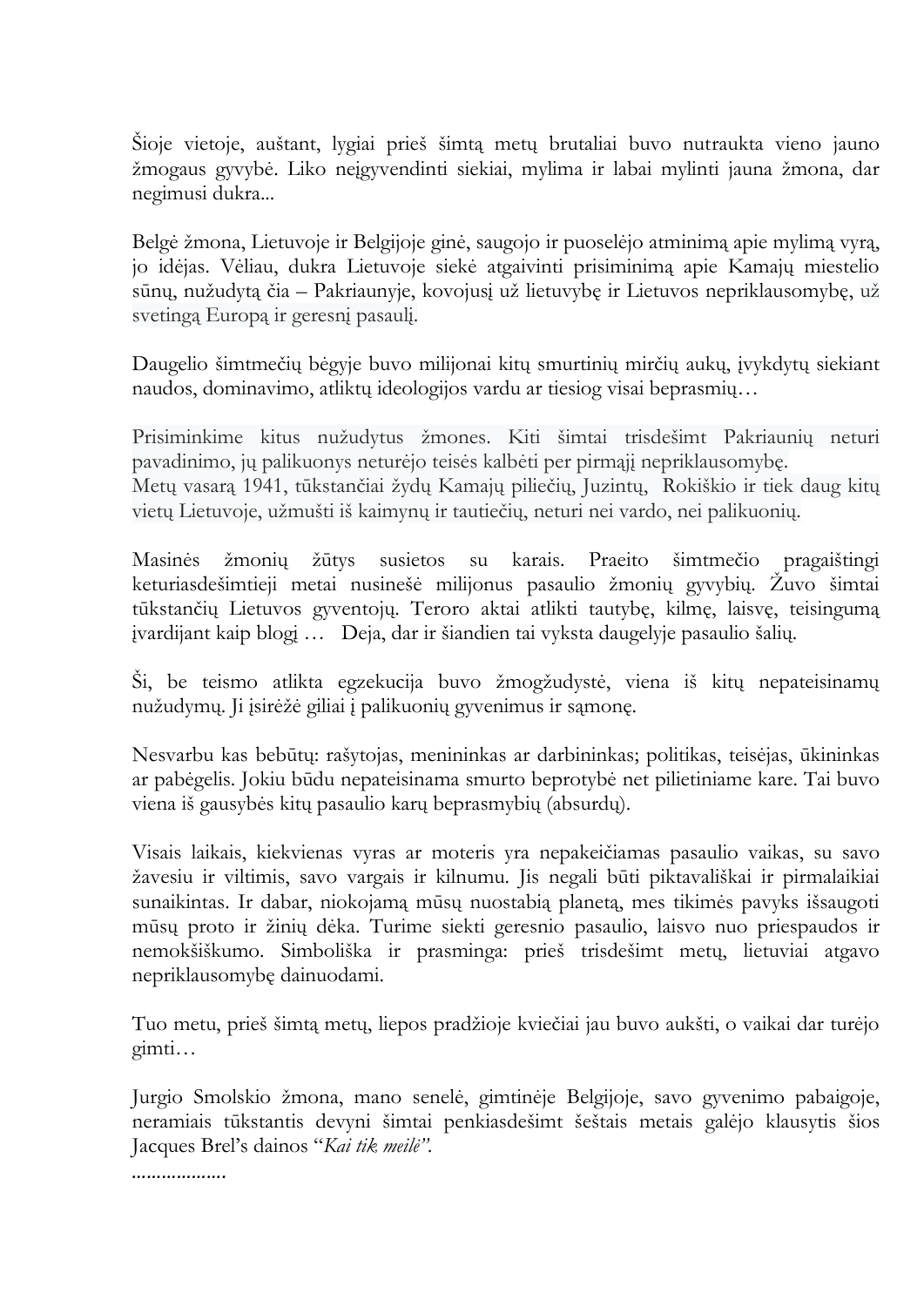Šioje vietoje, auštant, lygiai prieš šimtą metų brutaliai buvo nutraukta vieno jauno žmogaus gyvybė. Liko neįgyvendinti siekiai, mylima ir labai mylinti jauna žmona, dar negimusi dukra...

Belgė žmona, Lietuvoje ir Belgijoje ginė, saugojo ir puoselėjo atminimą apie mylimą vyrą, jo idėjas. Vėliau, dukra Lietuvoje siekė atgaivinti prisiminimą apie Kamajų miestelio sūnų, nužudytą čia – Pakriaunyje, kovojusį už lietuvybę ir Lietuvos nepriklausomybę, už svetingą Europą ir geresnį pasaulį.

Daugelio šimtmečių bėgyje buvo milijonai kitų smurtinių mirčių aukų, įvykdytų siekiant naudos, dominavimo, atliktų ideologijos vardu ar tiesiog visai beprasmių…

Prisiminkime kitus nužudytus žmones. Kiti šimtai trisdešimt Pakriaunių neturi pavadinimo, jų palikuonys neturėjo teisės kalbėti per pirmąjį nepriklausomybę.
Metų vasarą 1941, tūkstančiai žydų Kamajų piliečių, Juzintų, Rokiškio ir tiek daug kitų vietų Lietuvoje, užmušti iš kaimynų ir tautiečių, neturi nei vardo, nei palikuonių.

Masinės žmonių žūtys susietos su karais. Praeito šimtmečio pragaištingi keturiasdešimtieji metai nusinešė milijonus pasaulio žmonių gyvybių. Žuvo šimtai tūkstančių Lietuvos gyventojų. Teroro aktai atlikti tautybę, kilmę, laisvę, teisingumą įvardijant kaip blogį … Deja, dar ir šiandien tai vyksta daugelyje pasaulio šalių.

Ši, be teismo atlikta egzekucija buvo žmogžudystė, viena iš kitų nepateisinamų nužudymų. Ji įsirėžė giliai į palikuonių gyvenimus ir sąmonę.

Nesvarbu kas bebūtų: rašytojas, menininkas ar darbininkas; politikas, teisėjas, ūkininkas ar pabėgelis. Jokiu būdu nepateisinama smurto beprotybė net pilietiniame kare. Tai buvo viena iš gausybės kitų pasaulio karų beprasmybių (absurdų).

Visais laikais, kiekvienas vyras ar moteris yra nepakeičiamas pasaulio vaikas, su savo žavesiu ir viltimis, savo vargais ir kilnumu. Jis negali būti piktavališkai ir pirmalaikiai sunaikintas. Ir dabar, niokojamą mūsų nuostabią planetą, mes tikimės pavyks išsaugoti mūsų proto ir žinių dėka. Turime siekti geresnio pasaulio, laisvo nuo priespaudos ir nemokšiškumo. Simboliška ir prasminga: prieš trisdešimt metų, lietuviai atgavo nepriklausomybę dainuodami.

Tuo metu, prieš šimtą metų, liepos pradžioje kviečiai jau buvo aukšti, o vaikai dar turėjo gimti…

Jurgio Smolskio žmona, mano senelė, gimtinėje Belgijoje, savo gyvenimo pabaigoje, neramiais tūkstantis devyni šimtai penkiasdešimt šeštais metais galėjo klausytis šios Jacques Brel's dainos "*Kai tik meilė*".
..................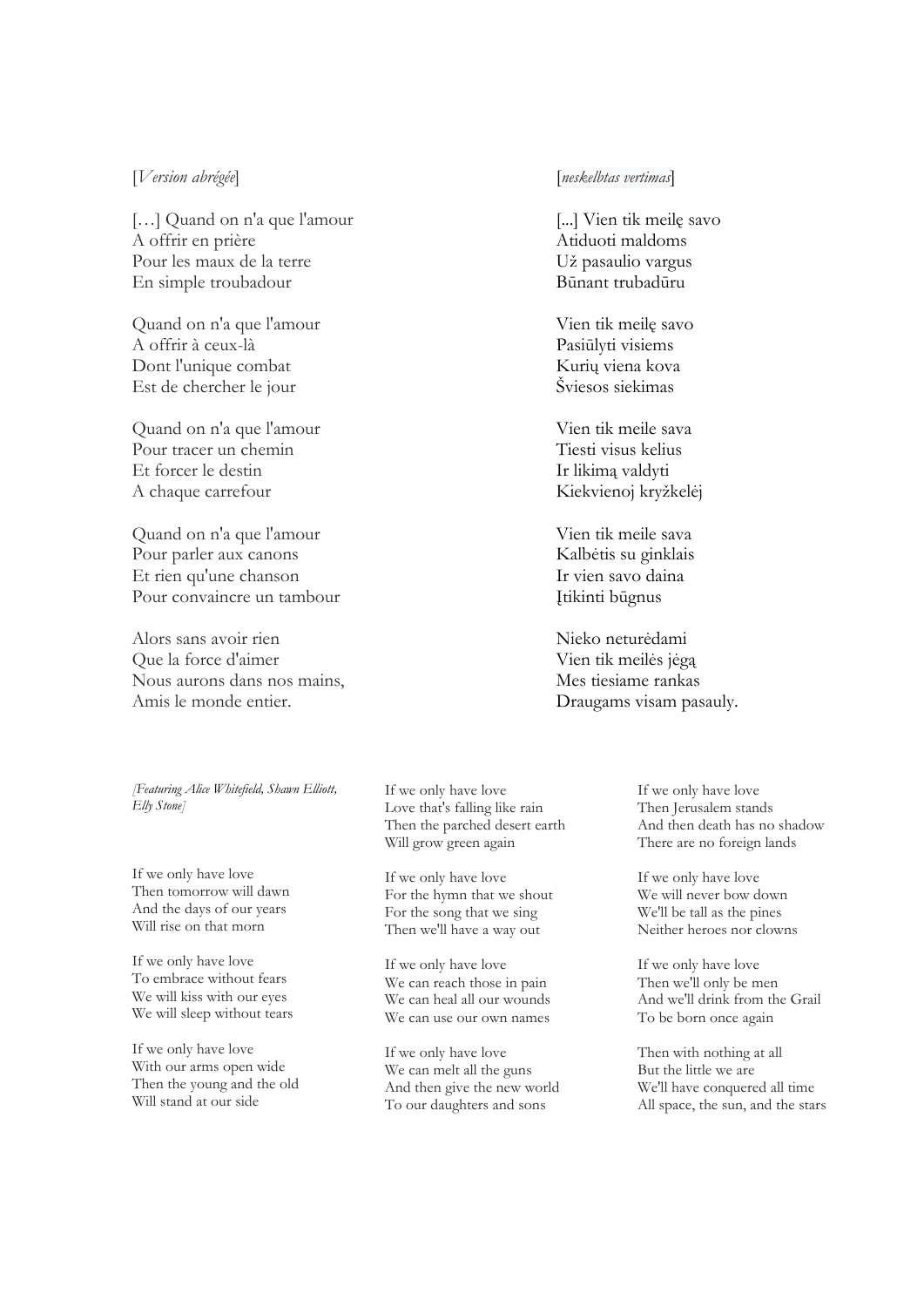[*Version abrégée*]

[…] Quand on n'a que l'amour
A offrir en prière
Pour les maux de la terre
En simple troubadour

Quand on n'a que l'amour
A offrir à ceux-là
Dont l'unique combat
Est de chercher le jour

Quand on n'a que l'amour
Pour tracer un chemin
Et forcer le destin
A chaque carrefour

Quand on n'a que l'amour
Pour parler aux canons
Et rien qu'une chanson
Pour convaincre un tambour

Alors sans avoir rien
Que la force d'aimer
Nous aurons dans nos mains,
Amis le monde entier.

[*neskelbtas vertimas*]

[...] Vien tik meilę savo
Atiduoti maldoms
Už pasaulio vargus
Būnant trubadūru

Vien tik meilę savo
Pasiūlyti visiems
Kurių viena kova
Šviesos siekimas

Vien tik meile sava
Tiesti visus kelius
Ir likimą valdyti
Kiekvienoj kryžkelėj

Vien tik meile sava
Kalbėtis su ginklais
Ir vien savo daina
Įtikinti būgnus

Nieko neturėdami
Vien tik meilės jėgą
Mes tiesiame rankas
Draugams visam pasauly.

*[Featuring Alice Whitefield, Shawn Elliott, Elly Stone]*

If we only have love
Then tomorrow will dawn
And the days of our years
Will rise on that morn

If we only have love
To embrace without fears
We will kiss with our eyes
We will sleep without tears

If we only have love
With our arms open wide
Then the young and the old
Will stand at our side

If we only have love
Love that's falling like rain
Then the parched desert earth
Will grow green again

If we only have love
For the hymn that we shout
For the song that we sing
Then we'll have a way out

If we only have love
We can reach those in pain
We can heal all our wounds
We can use our own names

If we only have love
We can melt all the guns
And then give the new world
To our daughters and sons

If we only have love
Then Jerusalem stands
And then death has no shadow
There are no foreign lands

If we only have love
We will never bow down
We'll be tall as the pines
Neither heroes nor clowns

If we only have love
Then we'll only be men
And we'll drink from the Grail
To be born once again

Then with nothing at all
But the little we are
We'll have conquered all time
All space, the sun, and the stars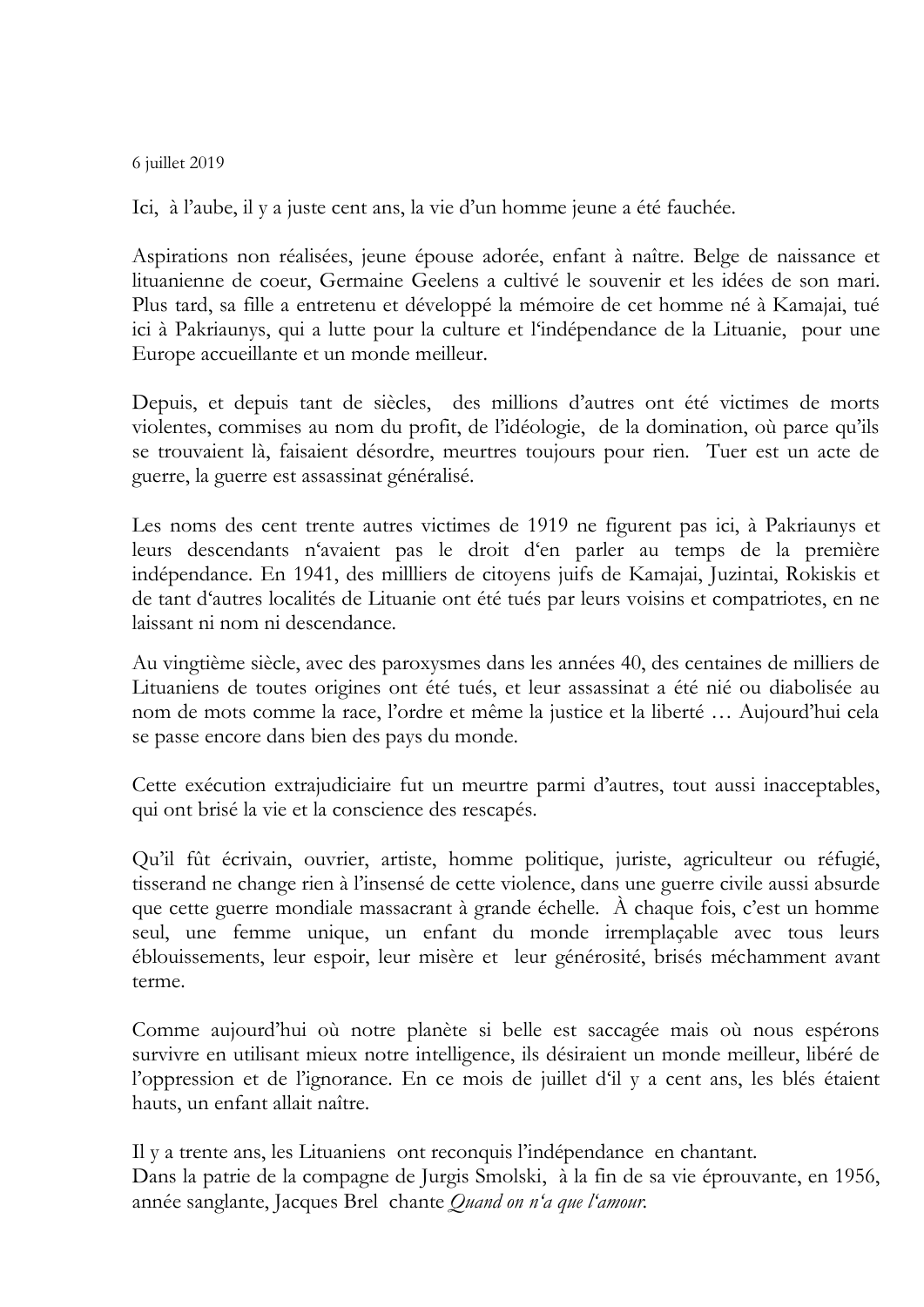6 juillet 2019

Ici, à l'aube, il y a juste cent ans, la vie d'un homme jeune a été fauchée.

Aspirations non réalisées, jeune épouse adorée, enfant à naître. Belge de naissance et lituanienne de coeur, Germaine Geelens a cultivé le souvenir et les idées de son mari. Plus tard, sa fille a entretenu et développé la mémoire de cet homme né à Kamajai, tué ici à Pakriaunys, qui a lutte pour la culture et l'indépendance de la Lituanie, pour une Europe accueillante et un monde meilleur.

Depuis, et depuis tant de siècles, des millions d'autres ont été victimes de morts violentes, commises au nom du profit, de l'idéologie, de la domination, où parce qu'ils se trouvaient là, faisaient désordre, meurtres toujours pour rien. Tuer est un acte de guerre, la guerre est assassinat généralisé.

Les noms des cent trente autres victimes de 1919 ne figurent pas ici, à Pakriaunys et leurs descendants n'avaient pas le droit d'en parler au temps de la première indépendance. En 1941, des millliers de citoyens juifs de Kamajai, Juzintai, Rokiskis et de tant d'autres localités de Lituanie ont été tués par leurs voisins et compatriotes, en ne laissant ni nom ni descendance.

Au vingtième siècle, avec des paroxysmes dans les années 40, des centaines de milliers de Lituaniens de toutes origines ont été tués, et leur assassinat a été nié ou diabolisée au nom de mots comme la race, l'ordre et même la justice et la liberté … Aujourd'hui cela se passe encore dans bien des pays du monde.

Cette exécution extrajudiciaire fut un meurtre parmi d'autres, tout aussi inacceptables, qui ont brisé la vie et la conscience des rescapés.

Qu'il fût écrivain, ouvrier, artiste, homme politique, juriste, agriculteur ou réfugié, tisserand ne change rien à l'insensé de cette violence, dans une guerre civile aussi absurde que cette guerre mondiale massacrant à grande échelle. À chaque fois, c'est un homme seul, une femme unique, un enfant du monde irremplaçable avec tous leurs éblouissements, leur espoir, leur misère et leur générosité, brisés méchamment avant terme.

Comme aujourd'hui où notre planète si belle est saccagée mais où nous espérons survivre en utilisant mieux notre intelligence, ils désiraient un monde meilleur, libéré de l'oppression et de l'ignorance. En ce mois de juillet d'il y a cent ans, les blés étaient hauts, un enfant allait naître.

Il y a trente ans, les Lituaniens ont reconquis l'indépendance en chantant.
Dans la patrie de la compagne de Jurgis Smolski, à la fin de sa vie éprouvante, en 1956, année sanglante, Jacques Brel chante *Quand on n'a que l'amour.*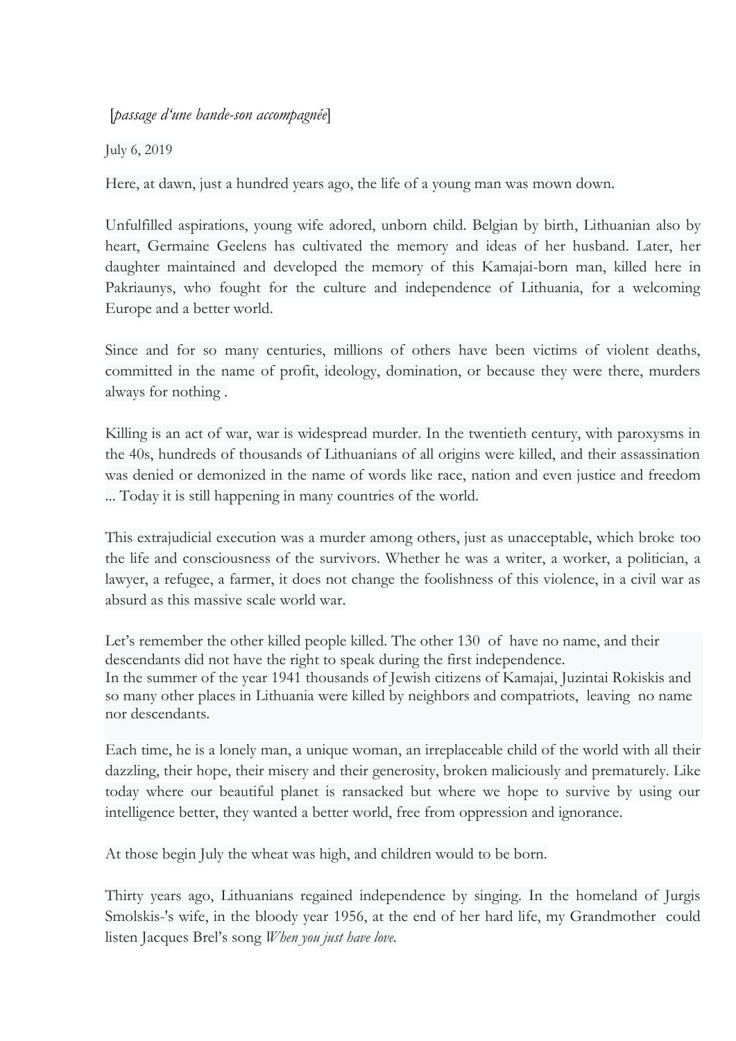[*passage d'une bande-son accompagnée*]

July 6, 2019

Here, at dawn, just a hundred years ago, the life of a young man was mown down.

Unfulfilled aspirations, young wife adored, unborn child. Belgian by birth, Lithuanian also by heart, Germaine Geelens has cultivated the memory and ideas of her husband. Later, her daughter maintained and developed the memory of this Kamajai-born man, killed here in Pakriaunys, who fought for the culture and independence of Lithuania, for a welcoming Europe and a better world.

Since and for so many centuries, millions of others have been victims of violent deaths, committed in the name of profit, ideology, domination, or because they were there, murders always for nothing .

Killing is an act of war, war is widespread murder. In the twentieth century, with paroxysms in the 40s, hundreds of thousands of Lithuanians of all origins were killed, and their assassination was denied or demonized in the name of words like race, nation and even justice and freedom ... Today it is still happening in many countries of the world.

This extrajudicial execution was a murder among others, just as unacceptable, which broke too the life and consciousness of the survivors. Whether he was a writer, a worker, a politician, a lawyer, a refugee, a farmer, it does not change the foolishness of this violence, in a civil war as absurd as this massive scale world war.

Let's remember the other killed people killed. The other 130 of have no name, and their descendants did not have the right to speak during the first independence.
In the summer of the year 1941 thousands of Jewish citizens of Kamajai, Juzintai Rokiskis and so many other places in Lithuania were killed by neighbors and compatriots, leaving no name nor descendants.

Each time, he is a lonely man, a unique woman, an irreplaceable child of the world with all their dazzling, their hope, their misery and their generosity, broken maliciously and prematurely. Like today where our beautiful planet is ransacked but where we hope to survive by using our intelligence better, they wanted a better world, free from oppression and ignorance.

At those begin July the wheat was high, and children would to be born.

Thirty years ago, Lithuanians regained independence by singing. In the homeland of Jurgis Smolskis-'s wife, in the bloody year 1956, at the end of her hard life, my Grandmother could listen Jacques Brel's song *When you just have love.*